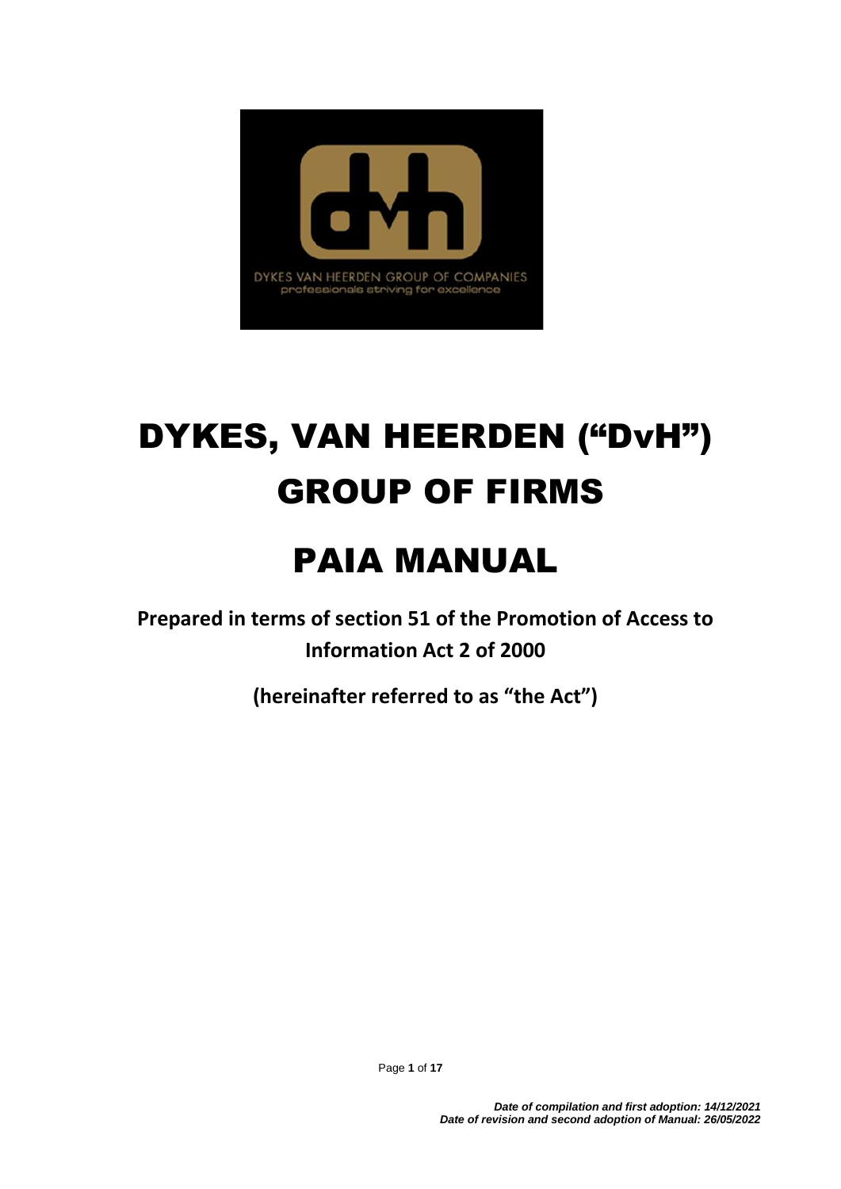# DYKES, VAN HEERDEN ("DvH") GROUP OF FIRMS

# PAIA MANUAL

**Prepared in terms of section 51 of the Promotion of Access to Information Act 2 of 2000**

**(hereinafter referred to as "the Act")**

***Date of compilation and first adoption: 14/12/2021***
***Date of revision and second adoption of Manual: 26/05/2022***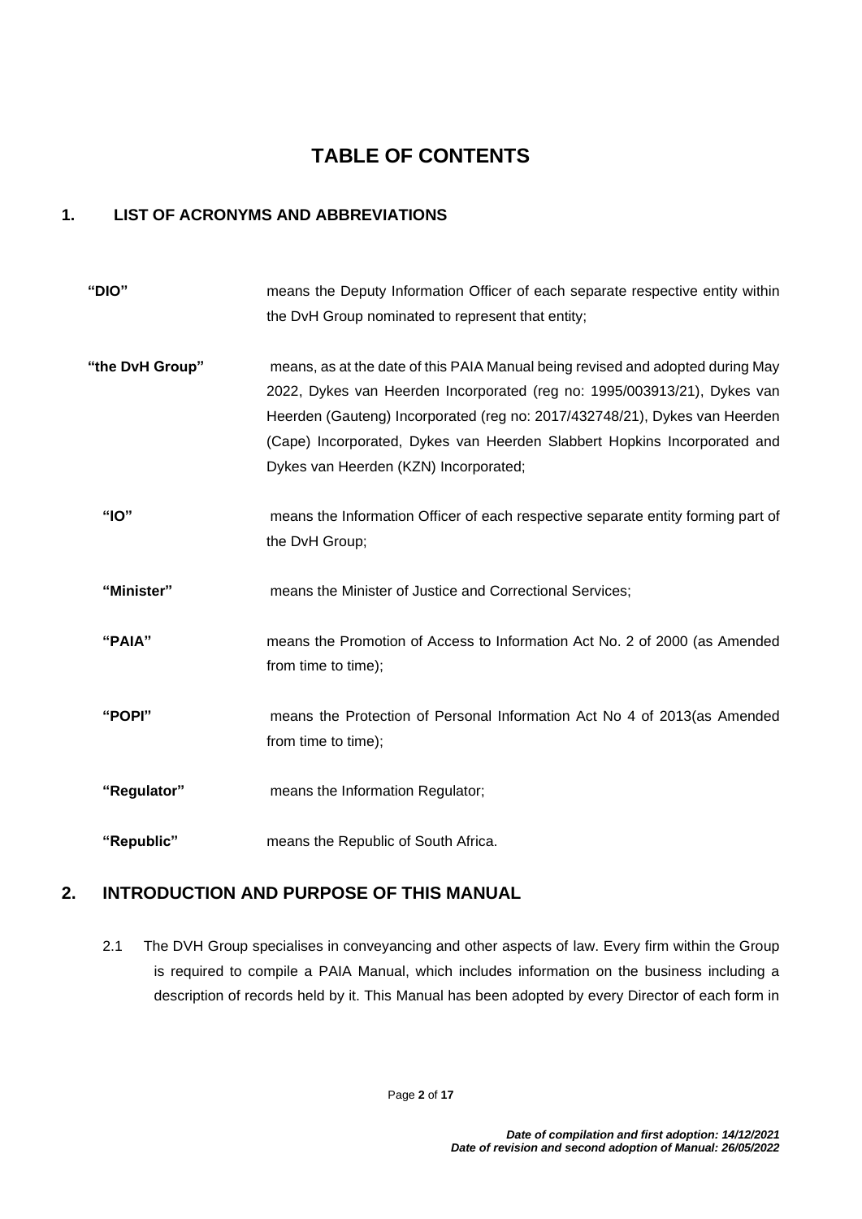# TABLE OF CONTENTS

## 1. LIST OF ACRONYMS AND ABBREVIATIONS

| | |
|---|---|
| **"DIO"** | means the Deputy Information Officer of each separate respective entity within the DvH Group nominated to represent that entity; |
| **"the DvH Group"** | means, as at the date of this PAIA Manual being revised and adopted during May 2022, Dykes van Heerden Incorporated (reg no: 1995/003913/21), Dykes van Heerden (Gauteng) Incorporated (reg no: 2017/432748/21), Dykes van Heerden (Cape) Incorporated, Dykes van Heerden Slabbert Hopkins Incorporated and Dykes van Heerden (KZN) Incorporated; |
| **"IO"** | means the Information Officer of each respective separate entity forming part of the DvH Group; |
| **"Minister"** | means the Minister of Justice and Correctional Services; |
| **"PAIA"** | means the Promotion of Access to Information Act No. 2 of 2000 (as Amended from time to time); |
| **"POPI"** | means the Protection of Personal Information Act No 4 of 2013(as Amended from time to time); |
| **"Regulator"** | means the Information Regulator; |
| **"Republic"** | means the Republic of South Africa. |

## 2. INTRODUCTION AND PURPOSE OF THIS MANUAL

2.1 The DVH Group specialises in conveyancing and other aspects of law. Every firm within the Group is required to compile a PAIA Manual, which includes information on the business including a description of records held by it. This Manual has been adopted by every Director of each form in

*Date of compilation and first adoption: 14/12/2021*
*Date of revision and second adoption of Manual: 26/05/2022*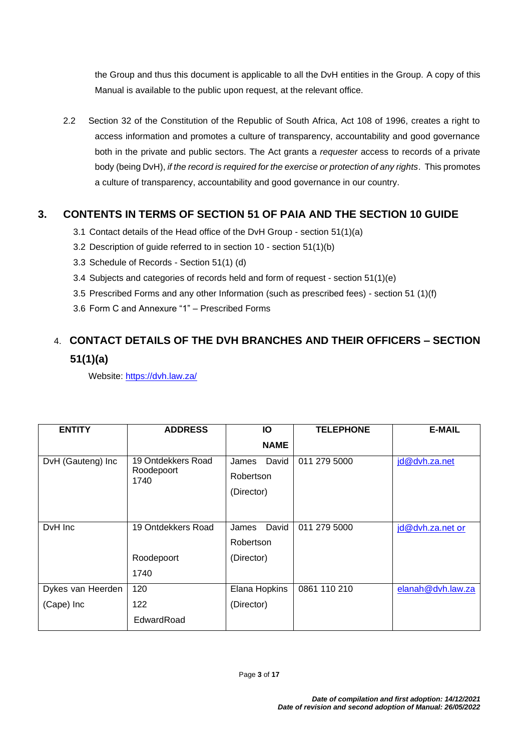the Group and thus this document is applicable to all the DvH entities in the Group. A copy of this Manual is available to the public upon request, at the relevant office.

2.2 Section 32 of the Constitution of the Republic of South Africa, Act 108 of 1996, creates a right to access information and promotes a culture of transparency, accountability and good governance both in the private and public sectors. The Act grants a *requester* access to records of a private body (being DvH), *if the record is required for the exercise or protection of any rights*. This promotes a culture of transparency, accountability and good governance in our country.

## 3. CONTENTS IN TERMS OF SECTION 51 OF PAIA AND THE SECTION 10 GUIDE

3.1 Contact details of the Head office of the DvH Group - section 51(1)(a)

3.2 Description of guide referred to in section 10 - section 51(1)(b)

3.3 Schedule of Records - Section 51(1) (d)

3.4 Subjects and categories of records held and form of request - section 51(1)(e)

3.5 Prescribed Forms and any other Information (such as prescribed fees) - section 51 (1)(f)

3.6 Form C and Annexure "1" – Prescribed Forms

## 4. CONTACT DETAILS OF THE DVH BRANCHES AND THEIR OFFICERS – SECTION 51(1)(a)

Website: https://dvh.law.za/

| ENTITY | ADDRESS | IO NAME | TELEPHONE | E-MAIL |
|---|---|---|---|---|
| DvH (Gauteng) Inc | 19 Ontdekkers Road Roodepoort 1740 | James David Robertson (Director) | 011 279 5000 | jd@dvh.za.net |
| DvH Inc | 19 Ontdekkers Road Roodepoort 1740 | James David Robertson (Director) | 011 279 5000 | jd@dvh.za.net or |
| Dykes van Heerden (Cape) Inc | 120 122 EdwardRoad | Elana Hopkins (Director) | 0861 110 210 | elanah@dvh.law.za |

*Date of compilation and first adoption: 14/12/2021*
*Date of revision and second adoption of Manual: 26/05/2022*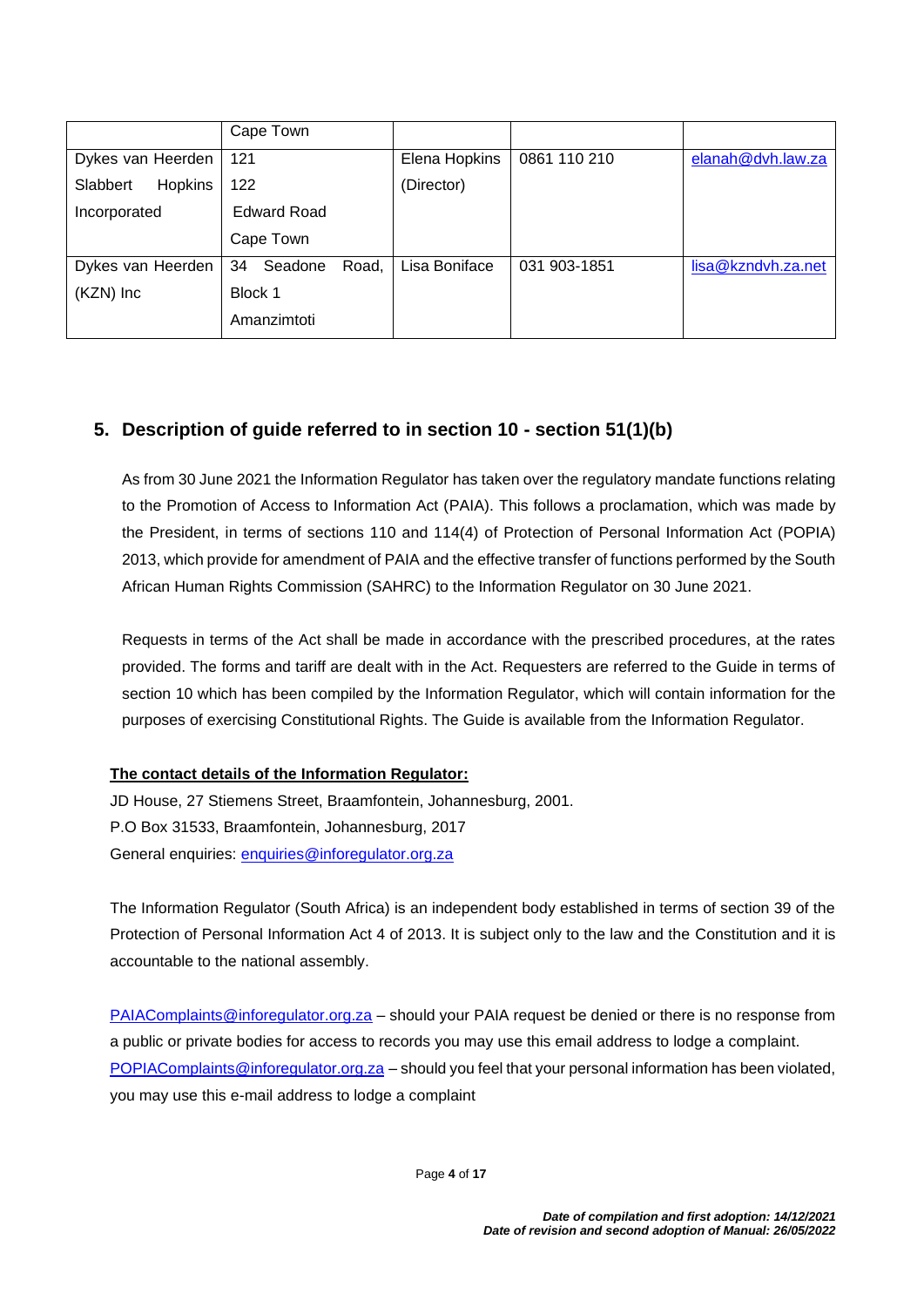|  | Cape Town |  |  |  |
|---|---|---|---|---|
| Dykes van Heerden Slabbert Hopkins Incorporated | 121 122 Edward Road Cape Town | Elena Hopkins (Director) | 0861 110 210 | elanah@dvh.law.za |
| Dykes van Heerden (KZN) Inc | 34 Seadone Road, Block 1 Amanzimtoti | Lisa Boniface | 031 903-1851 | lisa@kzndvh.za.net |

## 5. Description of guide referred to in section 10 - section 51(1)(b)

As from 30 June 2021 the Information Regulator has taken over the regulatory mandate functions relating to the Promotion of Access to Information Act (PAIA). This follows a proclamation, which was made by the President, in terms of sections 110 and 114(4) of Protection of Personal Information Act (POPIA) 2013, which provide for amendment of PAIA and the effective transfer of functions performed by the South African Human Rights Commission (SAHRC) to the Information Regulator on 30 June 2021.

Requests in terms of the Act shall be made in accordance with the prescribed procedures, at the rates provided. The forms and tariff are dealt with in the Act. Requesters are referred to the Guide in terms of section 10 which has been compiled by the Information Regulator, which will contain information for the purposes of exercising Constitutional Rights. The Guide is available from the Information Regulator.

**The contact details of the Information Regulator:**

JD House, 27 Stiemens Street, Braamfontein, Johannesburg, 2001.
P.O Box 31533, Braamfontein, Johannesburg, 2017
General enquiries: enquiries@inforegulator.org.za

The Information Regulator (South Africa) is an independent body established in terms of section 39 of the Protection of Personal Information Act 4 of 2013. It is subject only to the law and the Constitution and it is accountable to the national assembly.

PAIAComplaints@inforegulator.org.za – should your PAIA request be denied or there is no response from a public or private bodies for access to records you may use this email address to lodge a complaint.
POPIAComplaints@inforegulator.org.za – should you feel that your personal information has been violated, you may use this e-mail address to lodge a complaint

*Date of compilation and first adoption: 14/12/2021*
*Date of revision and second adoption of Manual: 26/05/2022*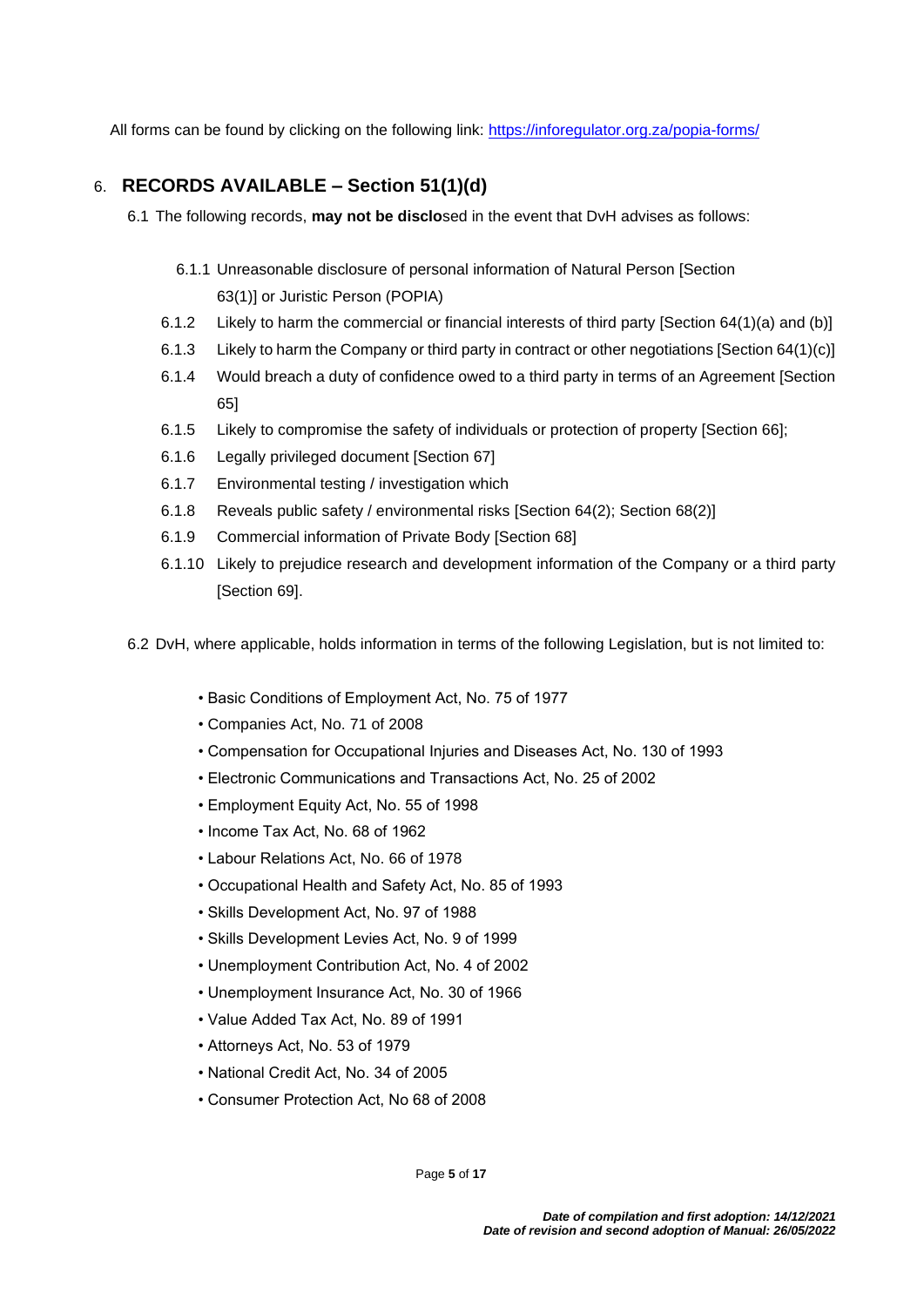All forms can be found by clicking on the following link: [https://inforegulator.org.za/popia-forms/](https://inforegulator.org.za/popia-forms/)

## 6. RECORDS AVAILABLE – Section 51(1)(d)

6.1 The following records, **may not be disclo**sed in the event that DvH advises as follows:

- 6.1.1 Unreasonable disclosure of personal information of Natural Person [Section 63(1)] or Juristic Person (POPIA)
- 6.1.2 Likely to harm the commercial or financial interests of third party [Section 64(1)(a) and (b)]
- 6.1.3 Likely to harm the Company or third party in contract or other negotiations [Section 64(1)(c)]
- 6.1.4 Would breach a duty of confidence owed to a third party in terms of an Agreement [Section 65]
- 6.1.5 Likely to compromise the safety of individuals or protection of property [Section 66];
- 6.1.6 Legally privileged document [Section 67]
- 6.1.7 Environmental testing / investigation which
- 6.1.8 Reveals public safety / environmental risks [Section 64(2); Section 68(2)]
- 6.1.9 Commercial information of Private Body [Section 68]
- 6.1.10 Likely to prejudice research and development information of the Company or a third party [Section 69].

6.2 DvH, where applicable, holds information in terms of the following Legislation, but is not limited to:

- Basic Conditions of Employment Act, No. 75 of 1977
- Companies Act, No. 71 of 2008
- Compensation for Occupational Injuries and Diseases Act, No. 130 of 1993
- Electronic Communications and Transactions Act, No. 25 of 2002
- Employment Equity Act, No. 55 of 1998
- Income Tax Act, No. 68 of 1962
- Labour Relations Act, No. 66 of 1978
- Occupational Health and Safety Act, No. 85 of 1993
- Skills Development Act, No. 97 of 1988
- Skills Development Levies Act, No. 9 of 1999
- Unemployment Contribution Act, No. 4 of 2002
- Unemployment Insurance Act, No. 30 of 1966
- Value Added Tax Act, No. 89 of 1991
- Attorneys Act, No. 53 of 1979
- National Credit Act, No. 34 of 2005
- Consumer Protection Act, No 68 of 2008

*Date of compilation and first adoption: 14/12/2021*
*Date of revision and second adoption of Manual: 26/05/2022*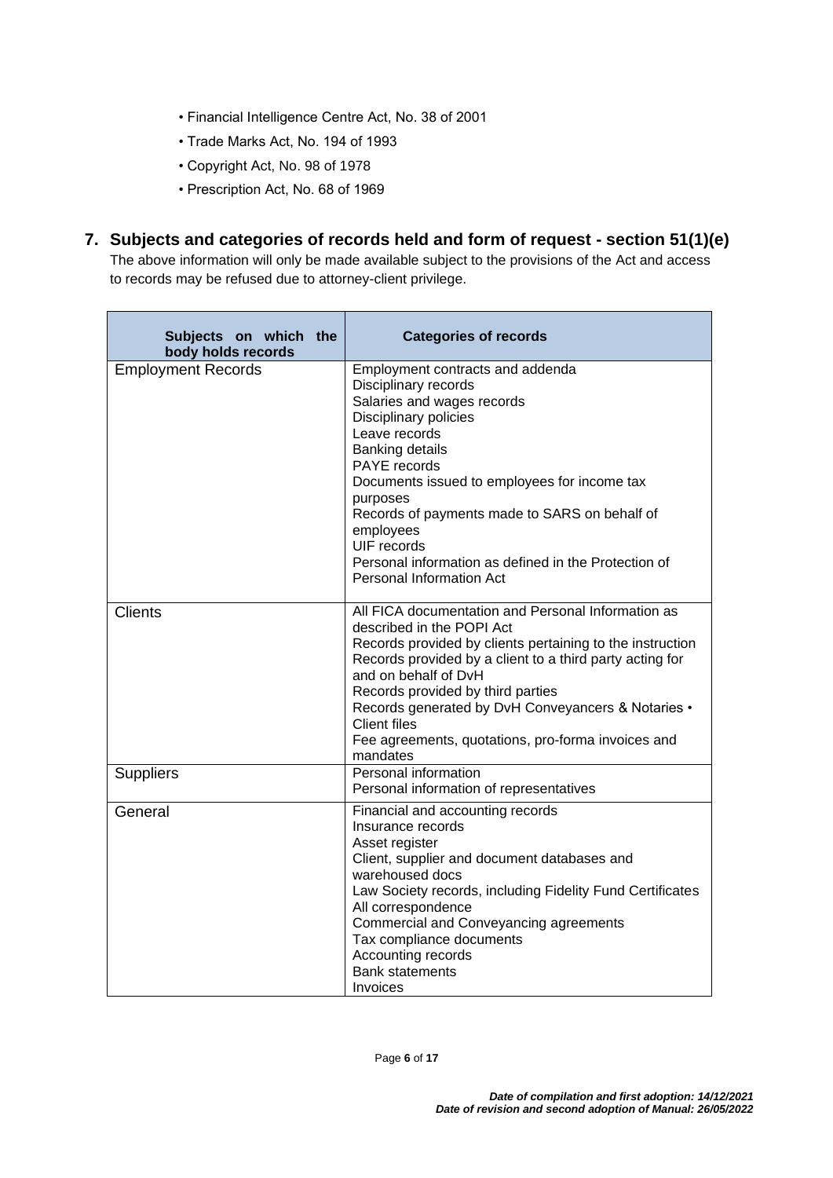- Financial Intelligence Centre Act, No. 38 of 2001
- Trade Marks Act, No. 194 of 1993
- Copyright Act, No. 98 of 1978
- Prescription Act, No. 68 of 1969

## 7. Subjects and categories of records held and form of request - section 51(1)(e)

The above information will only be made available subject to the provisions of the Act and access to records may be refused due to attorney-client privilege.

| Subjects on which the body holds records | Categories of records |
|---|---|
| Employment Records | Employment contracts and addenda<br>Disciplinary records<br>Salaries and wages records<br>Disciplinary policies<br>Leave records<br>Banking details<br>PAYE records<br>Documents issued to employees for income tax purposes<br>Records of payments made to SARS on behalf of employees<br>UIF records<br>Personal information as defined in the Protection of Personal Information Act |
| Clients | All FICA documentation and Personal Information as described in the POPI Act<br>Records provided by clients pertaining to the instruction<br>Records provided by a client to a third party acting for and on behalf of DvH<br>Records provided by third parties<br>Records generated by DvH Conveyancers & Notaries • Client files<br>Fee agreements, quotations, pro-forma invoices and mandates |
| Suppliers | Personal information<br>Personal information of representatives |
| General | Financial and accounting records<br>Insurance records<br>Asset register<br>Client, supplier and document databases and warehoused docs<br>Law Society records, including Fidelity Fund Certificates<br>All correspondence<br>Commercial and Conveyancing agreements<br>Tax compliance documents<br>Accounting records<br>Bank statements<br>Invoices |

*Date of compilation and first adoption: 14/12/2021*
*Date of revision and second adoption of Manual: 26/05/2022*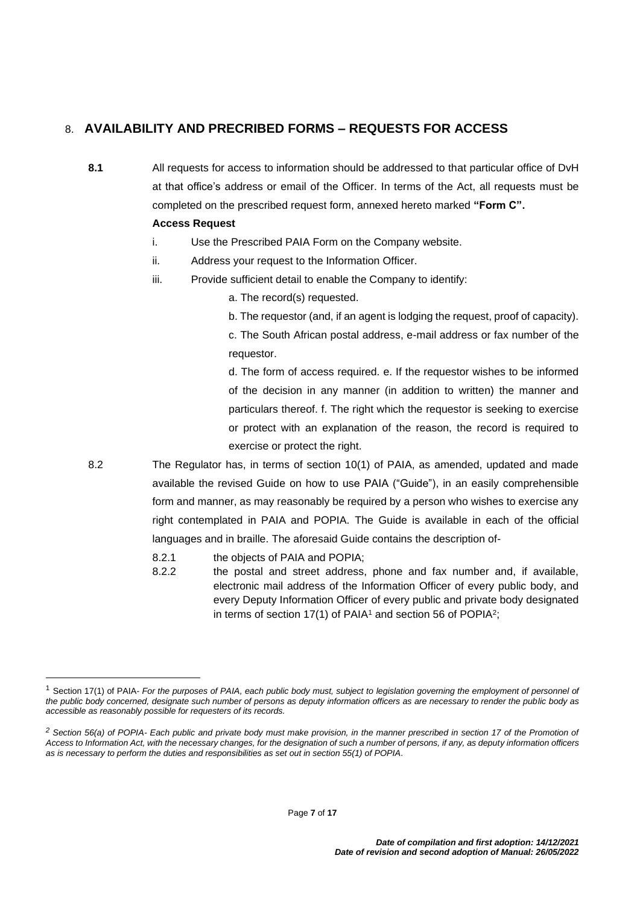## 8. AVAILABILITY AND PRECRIBED FORMS – REQUESTS FOR ACCESS

**8.1** All requests for access to information should be addressed to that particular office of DvH at that office's address or email of the Officer. In terms of the Act, all requests must be completed on the prescribed request form, annexed hereto marked **"Form C".**

**Access Request**

i. Use the Prescribed PAIA Form on the Company website.

ii. Address your request to the Information Officer.

iii. Provide sufficient detail to enable the Company to identify:

a. The record(s) requested.

b. The requestor (and, if an agent is lodging the request, proof of capacity).

c. The South African postal address, e-mail address or fax number of the requestor.

d. The form of access required. e. If the requestor wishes to be informed of the decision in any manner (in addition to written) the manner and particulars thereof. f. The right which the requestor is seeking to exercise or protect with an explanation of the reason, the record is required to exercise or protect the right.

8.2 The Regulator has, in terms of section 10(1) of PAIA, as amended, updated and made available the revised Guide on how to use PAIA ("Guide"), in an easily comprehensible form and manner, as may reasonably be required by a person who wishes to exercise any right contemplated in PAIA and POPIA. The Guide is available in each of the official languages and in braille. The aforesaid Guide contains the description of-

8.2.1 the objects of PAIA and POPIA;

8.2.2 the postal and street address, phone and fax number and, if available, electronic mail address of the Information Officer of every public body, and every Deputy Information Officer of every public and private body designated in terms of section 17(1) of PAIA[1] and section 56 of POPIA[2];

---

[1] Section 17(1) of PAIA- *For the purposes of PAIA, each public body must, subject to legislation governing the employment of personnel of the public body concerned, designate such number of persons as deputy information officers as are necessary to render the public body as accessible as reasonably possible for requesters of its records.*

[2] *Section 56(a) of POPIA- Each public and private body must make provision, in the manner prescribed in section 17 of the Promotion of Access to Information Act, with the necessary changes, for the designation of such a number of persons, if any, as deputy information officers as is necessary to perform the duties and responsibilities as set out in section 55(1) of POPIA.*

***Date of compilation and first adoption: 14/12/2021***
***Date of revision and second adoption of Manual: 26/05/2022***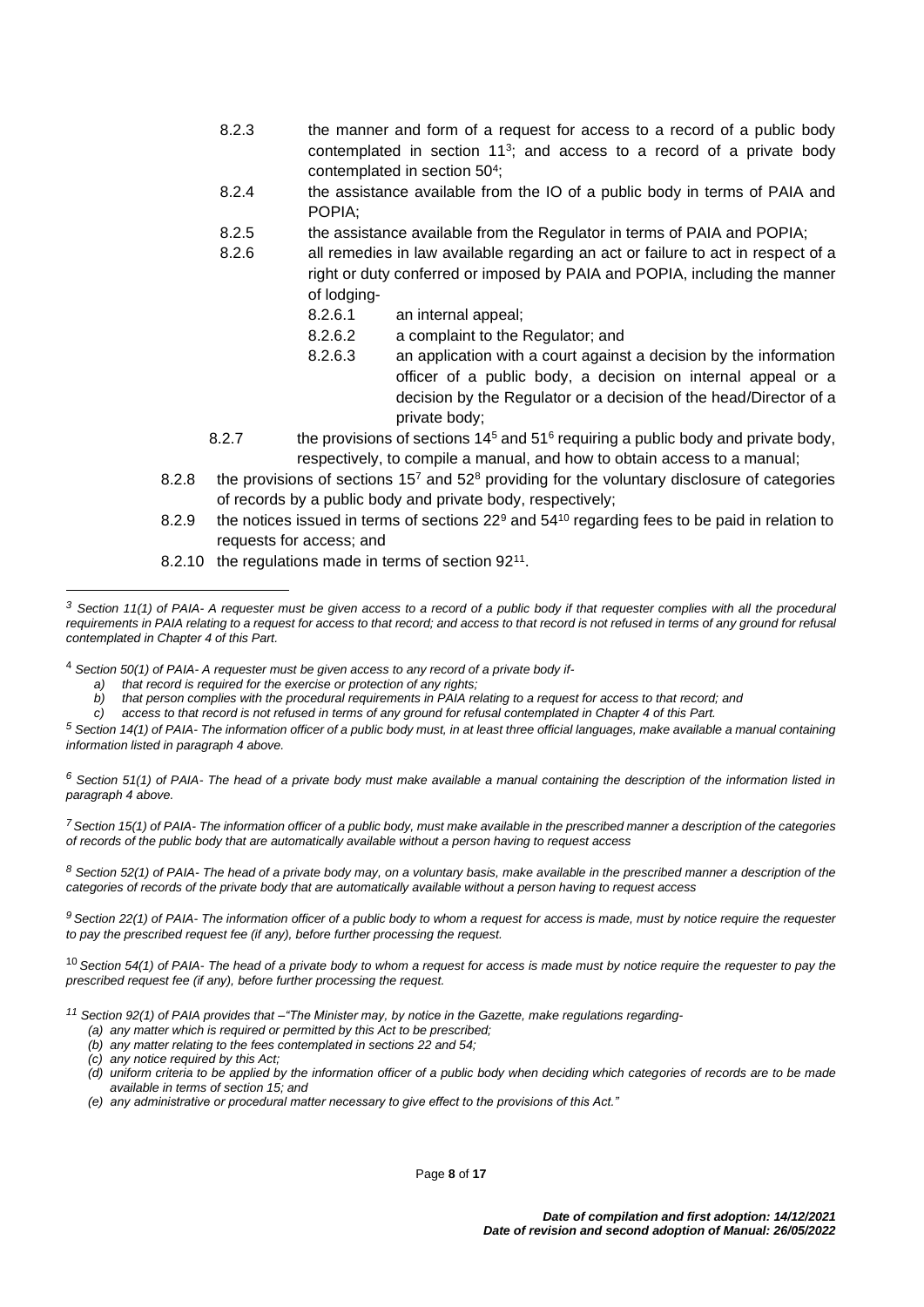8.2.3 the manner and form of a request for access to a record of a public body contemplated in section 11[3]; and access to a record of a private body contemplated in section 50[4];

8.2.4 the assistance available from the IO of a public body in terms of PAIA and POPIA;

8.2.5 the assistance available from the Regulator in terms of PAIA and POPIA;

8.2.6 all remedies in law available regarding an act or failure to act in respect of a right or duty conferred or imposed by PAIA and POPIA, including the manner of lodging-

- 8.2.6.1 an internal appeal;
- 8.2.6.2 a complaint to the Regulator; and
- 8.2.6.3 an application with a court against a decision by the information officer of a public body, a decision on internal appeal or a decision by the Regulator or a decision of the head/Director of a private body;

8.2.7 the provisions of sections 14[5] and 51[6] requiring a public body and private body, respectively, to compile a manual, and how to obtain access to a manual;

8.2.8 the provisions of sections 15[7] and 52[8] providing for the voluntary disclosure of categories of records by a public body and private body, respectively;

8.2.9 the notices issued in terms of sections 22[9] and 54[10] regarding fees to be paid in relation to requests for access; and

8.2.10 the regulations made in terms of section 92[11].

---

[3] *Section 11(1) of PAIA- A requester must be given access to a record of a public body if that requester complies with all the procedural requirements in PAIA relating to a request for access to that record; and access to that record is not refused in terms of any ground for refusal contemplated in Chapter 4 of this Part.*

[4] *Section 50(1) of PAIA- A requester must be given access to any record of a private body if-*

*a) that record is required for the exercise or protection of any rights;*
*b) that person complies with the procedural requirements in PAIA relating to a request for access to that record; and*
*c) access to that record is not refused in terms of any ground for refusal contemplated in Chapter 4 of this Part.*

[5] *Section 14(1) of PAIA- The information officer of a public body must, in at least three official languages, make available a manual containing information listed in paragraph 4 above.*

[6] *Section 51(1) of PAIA- The head of a private body must make available a manual containing the description of the information listed in paragraph 4 above.*

[7] *Section 15(1) of PAIA- The information officer of a public body, must make available in the prescribed manner a description of the categories of records of the public body that are automatically available without a person having to request access*

[8] *Section 52(1) of PAIA- The head of a private body may, on a voluntary basis, make available in the prescribed manner a description of the categories of records of the private body that are automatically available without a person having to request access*

[9] *Section 22(1) of PAIA- The information officer of a public body to whom a request for access is made, must by notice require the requester to pay the prescribed request fee (if any), before further processing the request.*

[10] *Section 54(1) of PAIA- The head of a private body to whom a request for access is made must by notice require the requester to pay the prescribed request fee (if any), before further processing the request.*

[11] *Section 92(1) of PAIA provides that –"The Minister may, by notice in the Gazette, make regulations regarding-*

*(a) any matter which is required or permitted by this Act to be prescribed;*
*(b) any matter relating to the fees contemplated in sections 22 and 54;*
*(c) any notice required by this Act;*
*(d) uniform criteria to be applied by the information officer of a public body when deciding which categories of records are to be made available in terms of section 15; and*
*(e) any administrative or procedural matter necessary to give effect to the provisions of this Act."*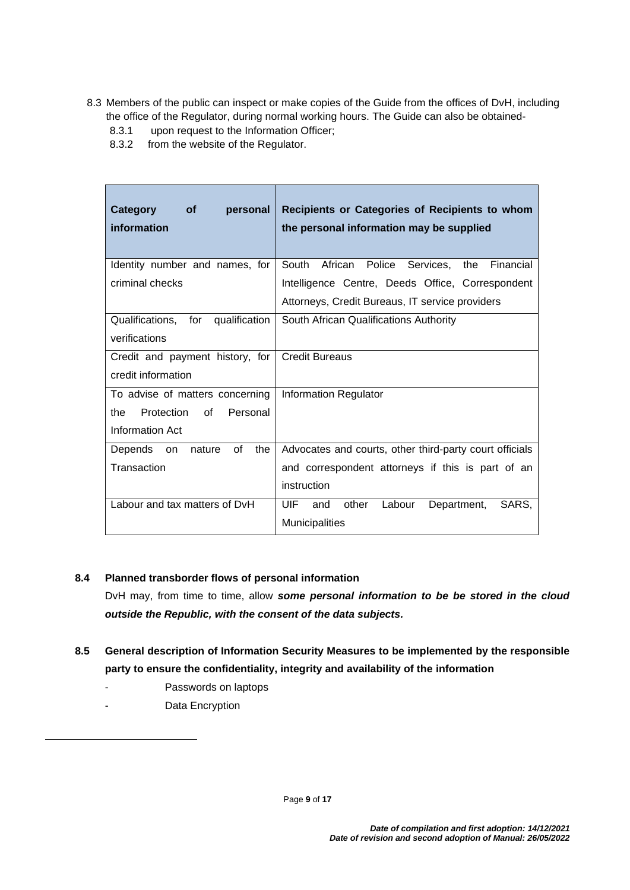8.3 Members of the public can inspect or make copies of the Guide from the offices of DvH, including the office of the Regulator, during normal working hours. The Guide can also be obtained-

8.3.1 upon request to the Information Officer;

8.3.2 from the website of the Regulator.

| **Category of personal information** | **Recipients or Categories of Recipients to whom the personal information may be supplied** |
|---|---|
| Identity number and names, for criminal checks | South African Police Services, the Financial Intelligence Centre, Deeds Office, Correspondent Attorneys, Credit Bureaus, IT service providers |
| Qualifications, for qualification verifications | South African Qualifications Authority |
| Credit and payment history, for credit information | Credit Bureaus |
| To advise of matters concerning the Protection of Personal Information Act | Information Regulator |
| Depends on nature of the Transaction | Advocates and courts, other third-party court officials and correspondent attorneys if this is part of an instruction |
| Labour and tax matters of DvH | UIF and other Labour Department, SARS, Municipalities |

**8.4 Planned transborder flows of personal information**

DvH may, from time to time, allow ***some personal information to be be stored in the cloud outside the Republic, with the consent of the data subjects.***

**8.5 General description of Information Security Measures to be implemented by the responsible party to ensure the confidentiality, integrity and availability of the information**

- Passwords on laptops
- Data Encryption

*Date of compilation and first adoption: 14/12/2021*
*Date of revision and second adoption of Manual: 26/05/2022*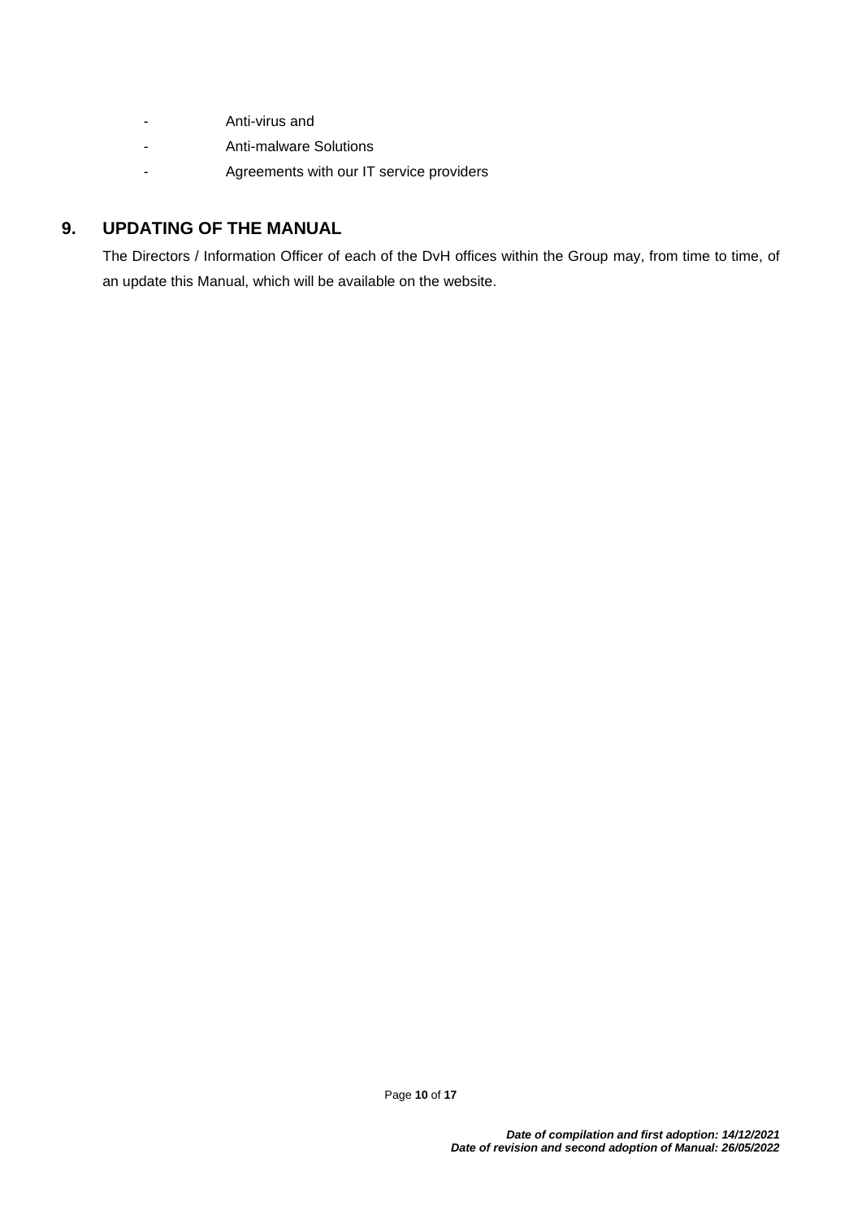- Anti-virus and
- Anti-malware Solutions
- Agreements with our IT service providers

## 9. UPDATING OF THE MANUAL

The Directors / Information Officer of each of the DvH offices within the Group may, from time to time, of an update this Manual, which will be available on the website.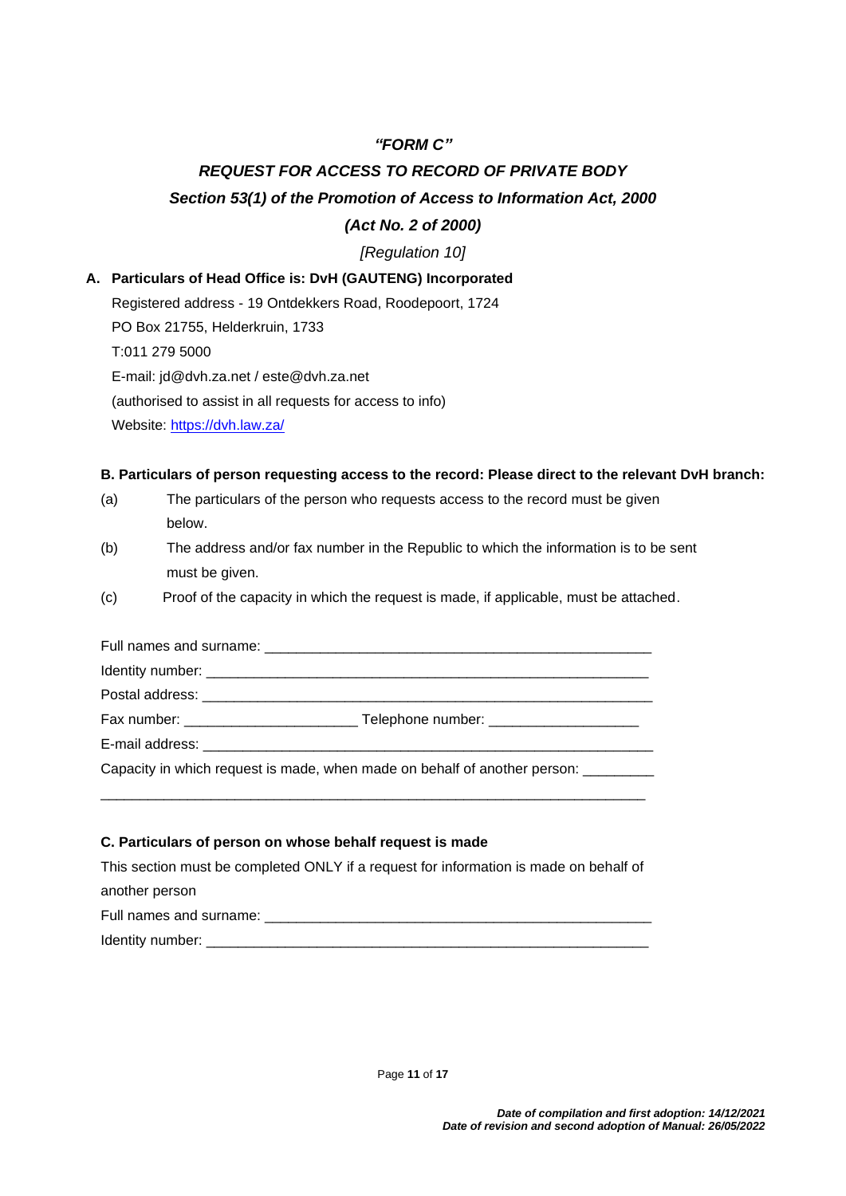***"FORM C"***

***REQUEST FOR ACCESS TO RECORD OF PRIVATE BODY***

***Section 53(1) of the Promotion of Access to Information Act, 2000***

***(Act No. 2 of 2000)***

*[Regulation 10]*

**A. Particulars of Head Office is: DvH (GAUTENG) Incorporated**

Registered address - 19 Ontdekkers Road, Roodepoort, 1724

PO Box 21755, Helderkruin, 1733

T:011 279 5000

E-mail: jd@dvh.za.net / este@dvh.za.net

(authorised to assist in all requests for access to info)

Website: https://dvh.law.za/

**B. Particulars of person requesting access to the record: Please direct to the relevant DvH branch:**

(a) The particulars of the person who requests access to the record must be given below.

(b) The address and/or fax number in the Republic to which the information is to be sent must be given.

(c) Proof of the capacity in which the request is made, if applicable, must be attached.

Full names and surname: ____________________________________________________

Identity number: ___________________________________________________________

Postal address: ____________________________________________________________

Fax number: _______________________ Telephone number: ____________________

E-mail address: ____________________________________________________________

Capacity in which request is made, when made on behalf of another person: _________

________________________________________________________________________

**C. Particulars of person on whose behalf request is made**

This section must be completed ONLY if a request for information is made on behalf of another person

Full names and surname: ____________________________________________________

Identity number: ___________________________________________________________

***Date of compilation and first adoption: 14/12/2021***
***Date of revision and second adoption of Manual: 26/05/2022***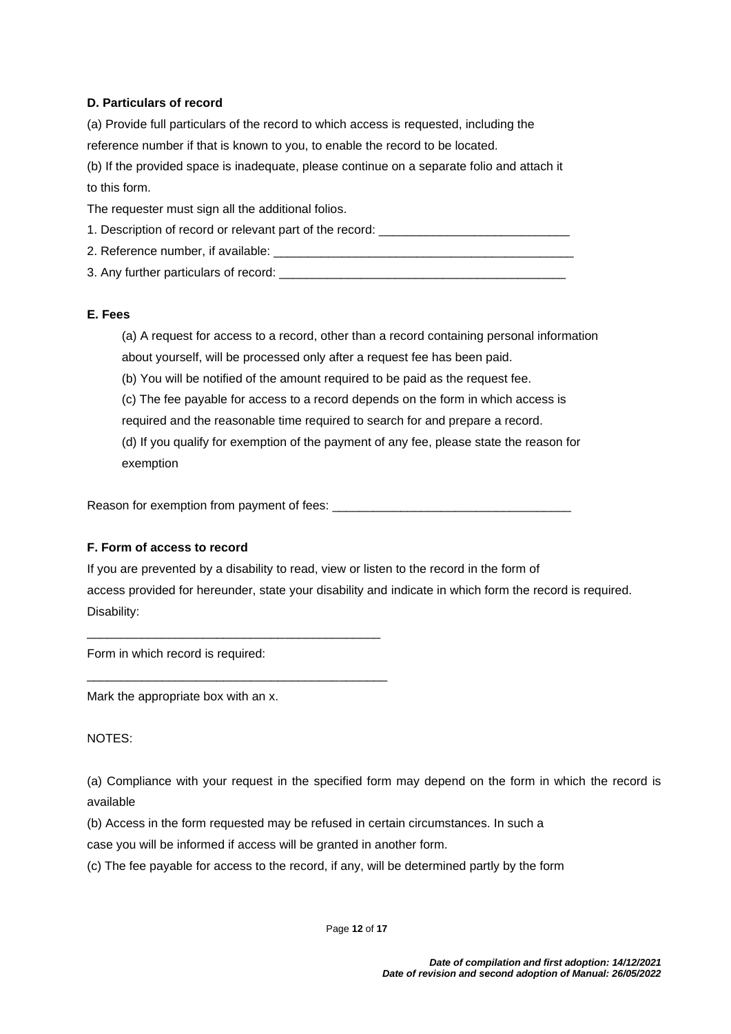**D. Particulars of record**

(a) Provide full particulars of the record to which access is requested, including the reference number if that is known to you, to enable the record to be located.

(b) If the provided space is inadequate, please continue on a separate folio and attach it to this form.

The requester must sign all the additional folios.

1. Description of record or relevant part of the record: ____________________________
2. Reference number, if available: _____________________________________________
3. Any further particulars of record: ___________________________________________

**E. Fees**

(a) A request for access to a record, other than a record containing personal information about yourself, will be processed only after a request fee has been paid.

(b) You will be notified of the amount required to be paid as the request fee.

(c) The fee payable for access to a record depends on the form in which access is required and the reasonable time required to search for and prepare a record.

(d) If you qualify for exemption of the payment of any fee, please state the reason for exemption

Reason for exemption from payment of fees: ___________________________________

**F. Form of access to record**

If you are prevented by a disability to read, view or listen to the record in the form of access provided for hereunder, state your disability and indicate in which form the record is required.

Disability:

_____________________________________________

Form in which record is required:

_____________________________________________

Mark the appropriate box with an x.

NOTES:

(a) Compliance with your request in the specified form may depend on the form in which the record is available

(b) Access in the form requested may be refused in certain circumstances. In such a case you will be informed if access will be granted in another form.

(c) The fee payable for access to the record, if any, will be determined partly by the form

*Date of compilation and first adoption: 14/12/2021*
*Date of revision and second adoption of Manual: 26/05/2022*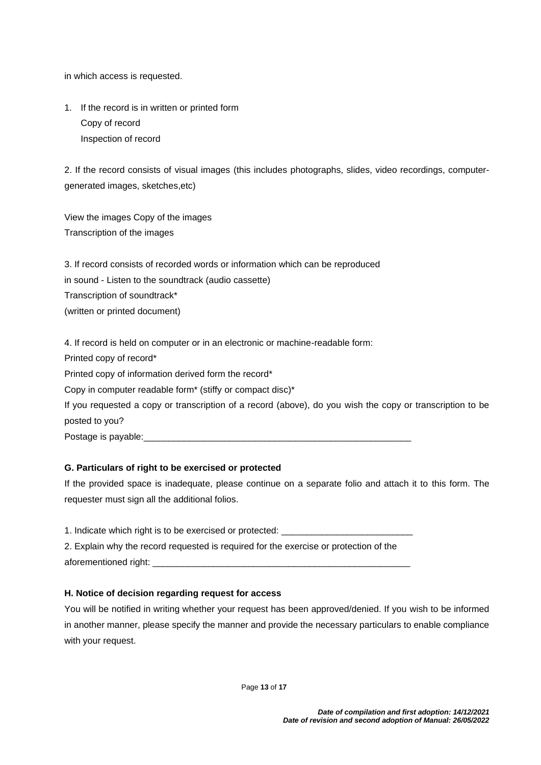in which access is requested.

1. If the record is in written or printed form
   Copy of record
   Inspection of record

2. If the record consists of visual images (this includes photographs, slides, video recordings, computer-generated images, sketches,etc)

View the images Copy of the images
Transcription of the images

3. If record consists of recorded words or information which can be reproduced
in sound - Listen to the soundtrack (audio cassette)
Transcription of soundtrack*
(written or printed document)

4. If record is held on computer or in an electronic or machine-readable form:
Printed copy of record*
Printed copy of information derived form the record*
Copy in computer readable form* (stiffy or compact disc)*
If you requested a copy or transcription of a record (above), do you wish the copy or transcription to be posted to you?
Postage is payable:_______________________________________________________

### G. Particulars of right to be exercised or protected

If the provided space is inadequate, please continue on a separate folio and attach it to this form. The requester must sign all the additional folios.

1. Indicate which right is to be exercised or protected: __________________________
2. Explain why the record requested is required for the exercise or protection of the aforementioned right: _____________________________________________________

### H. Notice of decision regarding request for access

You will be notified in writing whether your request has been approved/denied. If you wish to be informed in another manner, please specify the manner and provide the necessary particulars to enable compliance with your request.

***Date of compilation and first adoption: 14/12/2021***
***Date of revision and second adoption of Manual: 26/05/2022***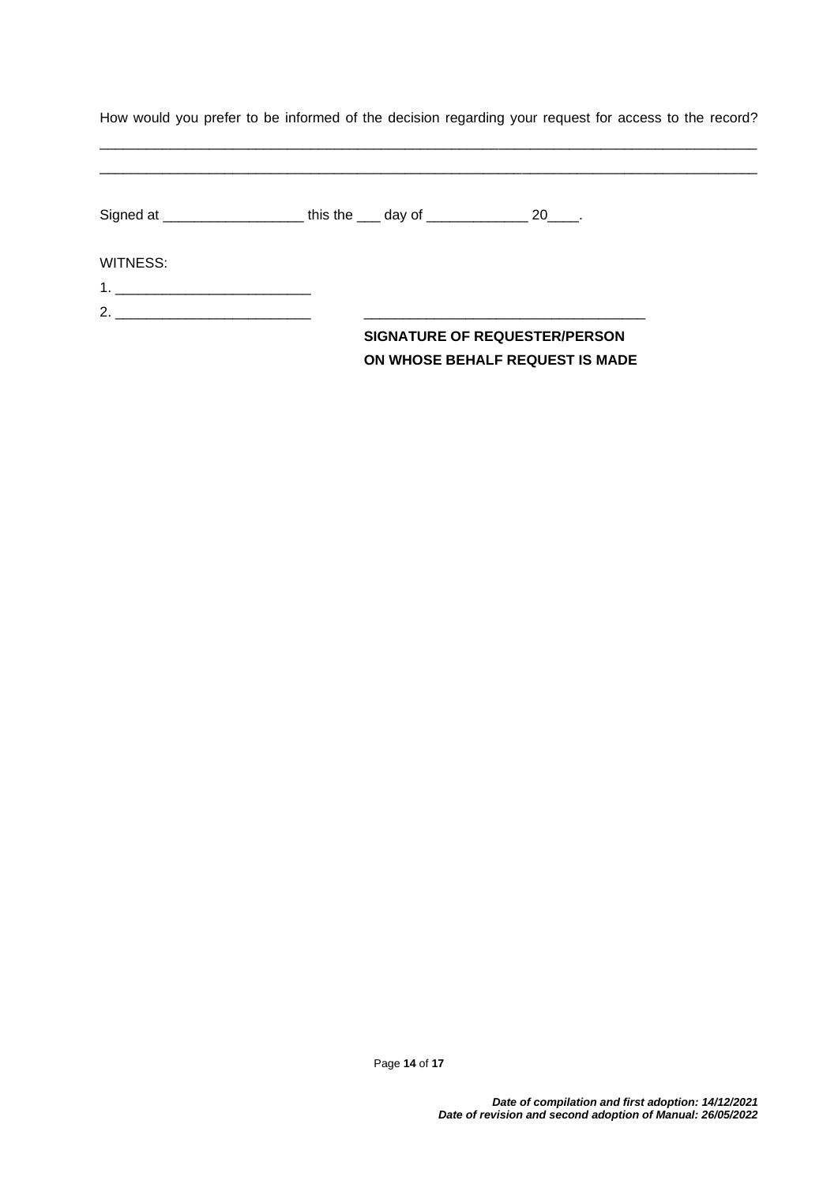How would you prefer to be informed of the decision regarding your request for access to the record?

_______________________________________________________________________________________

_______________________________________________________________________________________

Signed at __________________ this the ___ day of _____________ 20____.

WITNESS:

1. _________________________

2. _________________________

____________________________________

**SIGNATURE OF REQUESTER/PERSON ON WHOSE BEHALF REQUEST IS MADE**

***Date of compilation and first adoption: 14/12/2021***
***Date of revision and second adoption of Manual: 26/05/2022***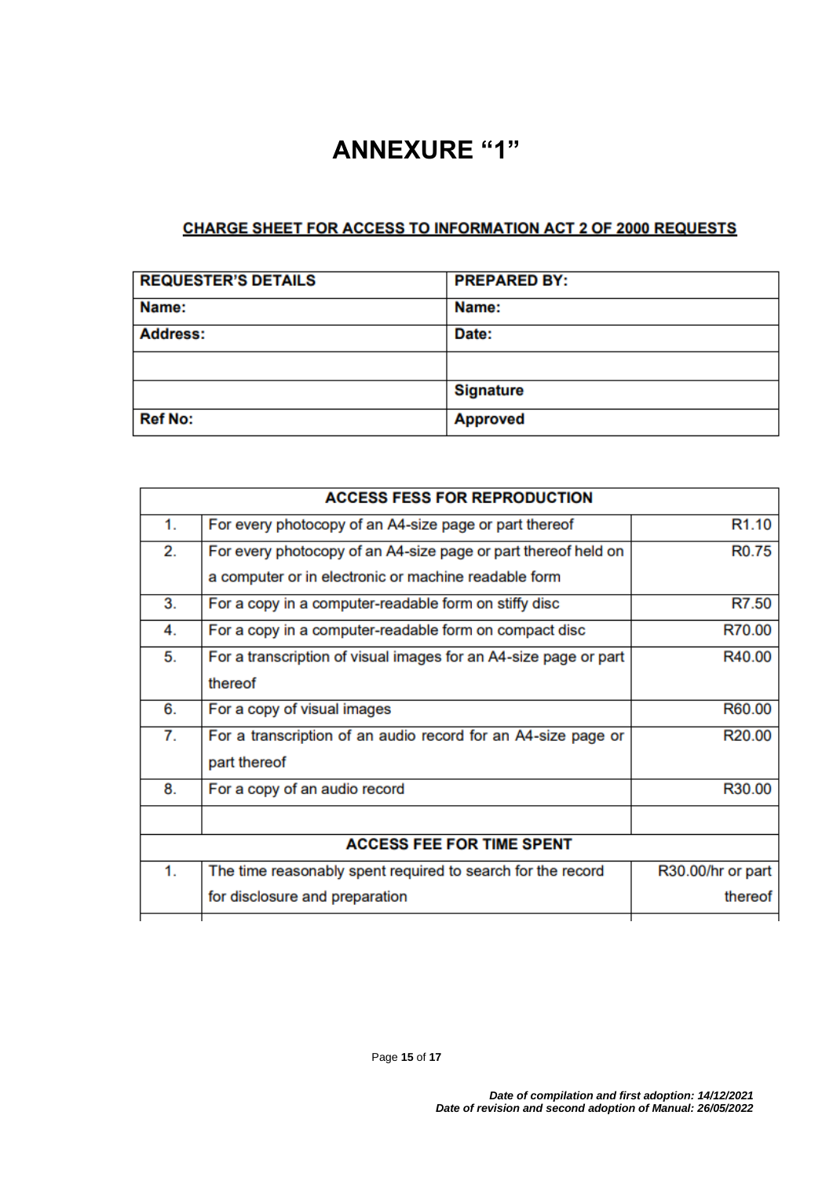# ANNEXURE "1"

## CHARGE SHEET FOR ACCESS TO INFORMATION ACT 2 OF 2000 REQUESTS

| REQUESTER'S DETAILS | PREPARED BY: |
|---|---|
| **Name:** | **Name:** |
| **Address:** | **Date:** |
| | |
| | **Signature** |
| **Ref No:** | **Approved** |

| | **ACCESS FESS FOR REPRODUCTION** | |
|---|---|---|
| 1. | For every photocopy of an A4-size page or part thereof | R1.10 |
| 2. | For every photocopy of an A4-size page or part thereof held on a computer or in electronic or machine readable form | R0.75 |
| 3. | For a copy in a computer-readable form on stiffy disc | R7.50 |
| 4. | For a copy in a computer-readable form on compact disc | R70.00 |
| 5. | For a transcription of visual images for an A4-size page or part thereof | R40.00 |
| 6. | For a copy of visual images | R60.00 |
| 7. | For a transcription of an audio record for an A4-size page or part thereof | R20.00 |
| 8. | For a copy of an audio record | R30.00 |
| | | |
| | **ACCESS FEE FOR TIME SPENT** | |
| 1. | The time reasonably spent required to search for the record for disclosure and preparation | R30.00/hr or part thereof |

*Date of compilation and first adoption: 14/12/2021*
*Date of revision and second adoption of Manual: 26/05/2022*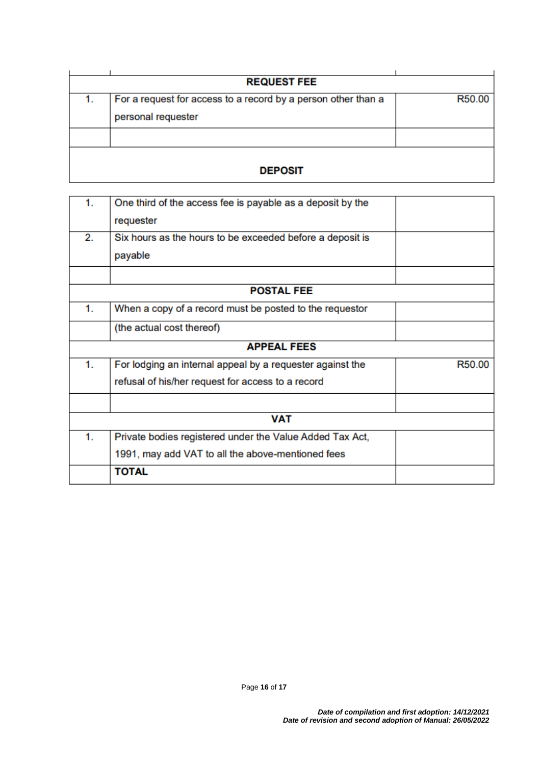| | | |
|---|---|---|
| **REQUEST FEE** | | |
| 1. | For a request for access to a record by a person other than a personal requester | R50.00 |
| | | |
| **DEPOSIT** | | |

| | | |
|---|---|---|
| 1. | One third of the access fee is payable as a deposit by the requester | |
| 2. | Six hours as the hours to be exceeded before a deposit is payable | |
| | | |
| **POSTAL FEE** | | |
| 1. | When a copy of a record must be posted to the requestor | |
| | (the actual cost thereof) | |
| **APPEAL FEES** | | |
| 1. | For lodging an internal appeal by a requester against the refusal of his/her request for access to a record | R50.00 |
| | | |
| **VAT** | | |
| 1. | Private bodies registered under the Value Added Tax Act, 1991, may add VAT to all the above-mentioned fees | |
| | **TOTAL** | |

***Date of compilation and first adoption: 14/12/2021***
***Date of revision and second adoption of Manual: 26/05/2022***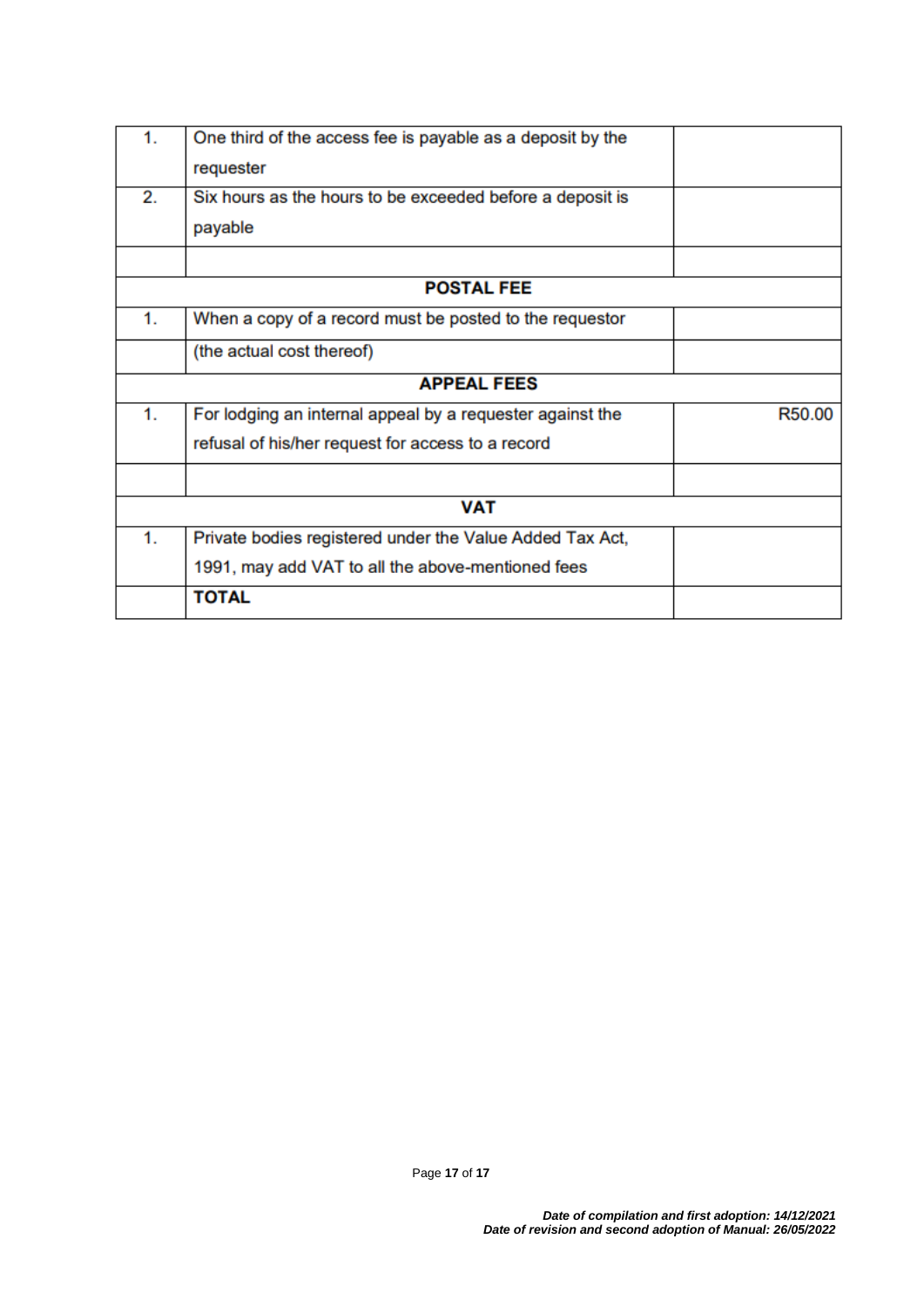| | | |
|---|---|---|
| 1. | One third of the access fee is payable as a deposit by the requester | |
| 2. | Six hours as the hours to be exceeded before a deposit is payable | |
| | | |
| **POSTAL FEE** | | |
| 1. | When a copy of a record must be posted to the requestor | |
| | (the actual cost thereof) | |
| **APPEAL FEES** | | |
| 1. | For lodging an internal appeal by a requester against the refusal of his/her request for access to a record | R50.00 |
| | | |
| **VAT** | | |
| 1. | Private bodies registered under the Value Added Tax Act, 1991, may add VAT to all the above-mentioned fees | |
| | **TOTAL** | |

***Date of compilation and first adoption: 14/12/2021***
***Date of revision and second adoption of Manual: 26/05/2022***